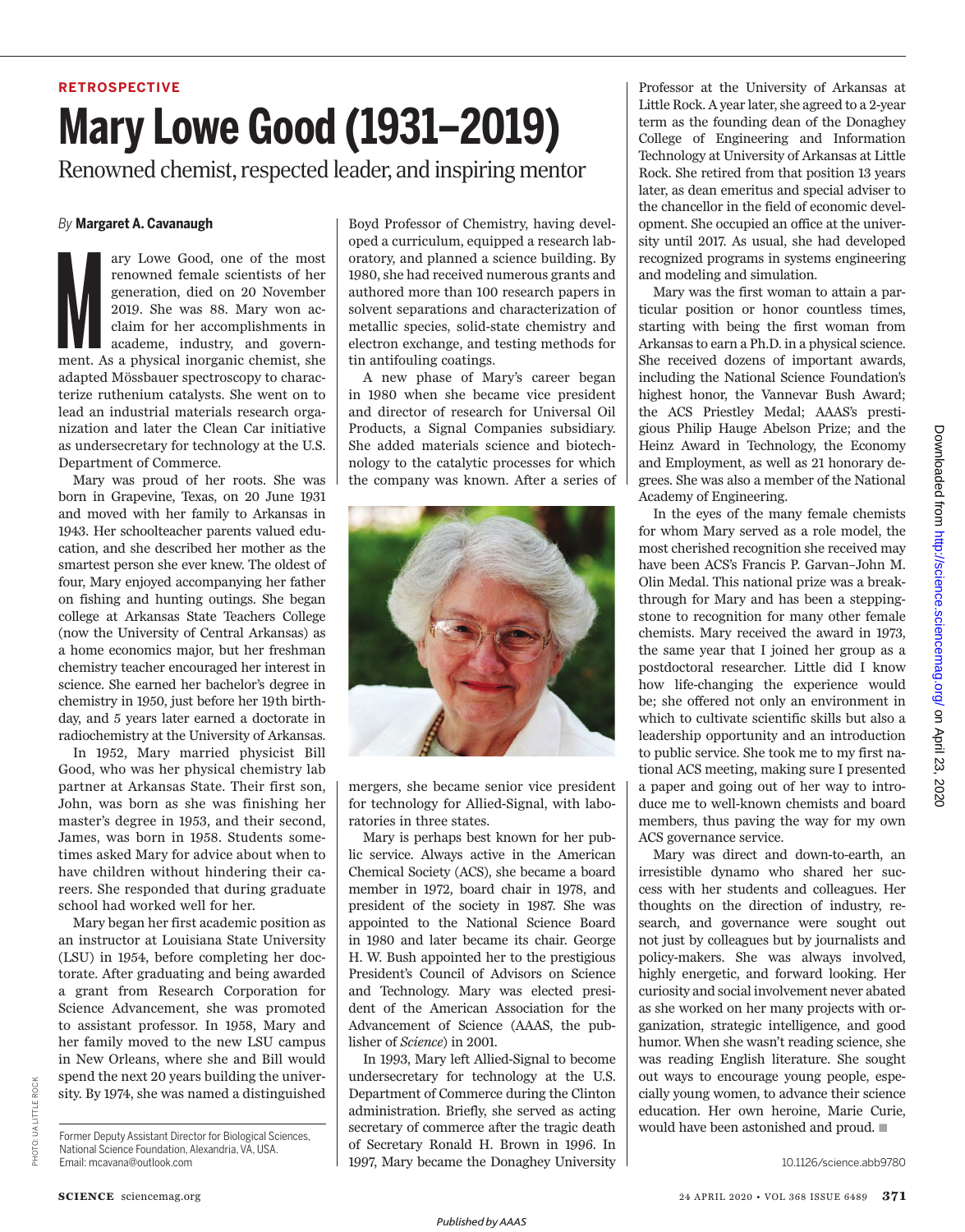RETROSPECTIVE

# Mary Lowe Good (1931–2019)

## Renowned chemist, respected leader, and inspiring mentor

*By* **Margaret A. Cavanaugh**

Mary Lowe Good, one of the most renowned female scientists of her generation, died on 20 November 2019. She was 88. Mary won acclaim for her accomplishments in academe, industry, and government. As a physical inorganic chemist, she adapted Mössbauer spectroscopy to characterize ruthenium catalysts. She went on to lead an industrial materials research organization and later the Clean Car initiative as undersecretary for technology at the U.S. Department of Commerce.

Mary was proud of her roots. She was born in Grapevine, Texas, on 20 June 1931 and moved with her family to Arkansas in 1943. Her schoolteacher parents valued education, and she described her mother as the smartest person she ever knew. The oldest of four, Mary enjoyed accompanying her father on fishing and hunting outings. She began college at Arkansas State Teachers College (now the University of Central Arkansas) as a home economics major, but her freshman chemistry teacher encouraged her interest in science. She earned her bachelor's degree in chemistry in 1950, just before her 19th birthday, and 5 years later earned a doctorate in radiochemistry at the University of Arkansas.

In 1952, Mary married physicist Bill Good, who was her physical chemistry lab partner at Arkansas State. Their first son, John, was born as she was finishing her master's degree in 1953, and their second, James, was born in 1958. Students sometimes asked Mary for advice about when to have children without hindering their careers. She responded that during graduate school had worked well for her.

Mary began her first academic position as an instructor at Louisiana State University (LSU) in 1954, before completing her doctorate. After graduating and being awarded a grant from Research Corporation for Science Advancement, she was promoted to assistant professor. In 1958, Mary and her family moved to the new LSU campus in New Orleans, where she and Bill would spend the next 20 years building the university. By 1974, she was named a distinguished Boyd Professor of Chemistry, having developed a curriculum, equipped a research laboratory, and planned a science building. By 1980, she had received numerous grants and authored more than 100 research papers in solvent separations and characterization of metallic species, solid-state chemistry and electron exchange, and testing methods for tin antifouling coatings.

A new phase of Mary's career began in 1980 when she became vice president and director of research for Universal Oil Products, a Signal Companies subsidiary. She added materials science and biotechnology to the catalytic processes for which the company was known. After a series of mergers, she became senior vice president for technology for Allied-Signal, with laboratories in three states.

Mary is perhaps best known for her public service. Always active in the American Chemical Society (ACS), she became a board member in 1972, board chair in 1978, and president of the society in 1987. She was appointed to the National Science Board in 1980 and later became its chair. George H. W. Bush appointed her to the prestigious President's Council of Advisors on Science and Technology. Mary was elected president of the American Association for the Advancement of Science (AAAS, the publisher of *Science*) in 2001.

In 1993, Mary left Allied-Signal to become undersecretary for technology at the U.S. Department of Commerce during the Clinton administration. Briefly, she served as acting secretary of commerce after the tragic death of Secretary Ronald H. Brown in 1996. In 1997, Mary became the Donaghey University Professor at the University of Arkansas at Little Rock. A year later, she agreed to a 2-year term as the founding dean of the Donaghey College of Engineering and Information Technology at University of Arkansas at Little Rock. She retired from that position 13 years later, as dean emeritus and special adviser to the chancellor in the field of economic development. She occupied an office at the university until 2017. As usual, she had developed recognized programs in systems engineering and modeling and simulation.

Mary was the first woman to attain a particular position or honor countless times, starting with being the first woman from Arkansas to earn a Ph.D. in a physical science. She received dozens of important awards, including the National Science Foundation's highest honor, the Vannevar Bush Award; the ACS Priestley Medal; AAAS's prestigious Philip Hauge Abelson Prize; and the Heinz Award in Technology, the Economy and Employment, as well as 21 honorary degrees. She was also a member of the National Academy of Engineering.

In the eyes of the many female chemists for whom Mary served as a role model, the most cherished recognition she received may have been ACS's Francis P. Garvan–John M. Olin Medal. This national prize was a breakthrough for Mary and has been a steppingstone to recognition for many other female chemists. Mary received the award in 1973, the same year that I joined her group as a postdoctoral researcher. Little did I know how life-changing the experience would be; she offered not only an environment in which to cultivate scientific skills but also a leadership opportunity and an introduction to public service. She took me to my first national ACS meeting, making sure I presented a paper and going out of her way to introduce me to well-known chemists and board members, thus paving the way for my own ACS governance service.

Mary was direct and down-to-earth, an irresistible dynamo who shared her success with her students and colleagues. Her thoughts on the direction of industry, research, and governance were sought out not just by colleagues but by journalists and policy-makers. She was always involved, highly energetic, and forward looking. Her curiosity and social involvement never abated as she worked on her many projects with organization, strategic intelligence, and good humor. When she wasn't reading science, she was reading English literature. She sought out ways to encourage young people, especially young women, to advance their science education. Her own heroine, Marie Curie, would have been astonished and proud. ■

PHOTO: UA LITTLE ROCK

Former Deputy Assistant Director for Biological Sciences, National Science Foundation, Alexandria, VA, USA. Email: mcavana@outlook.com

10.1126/science.abb9780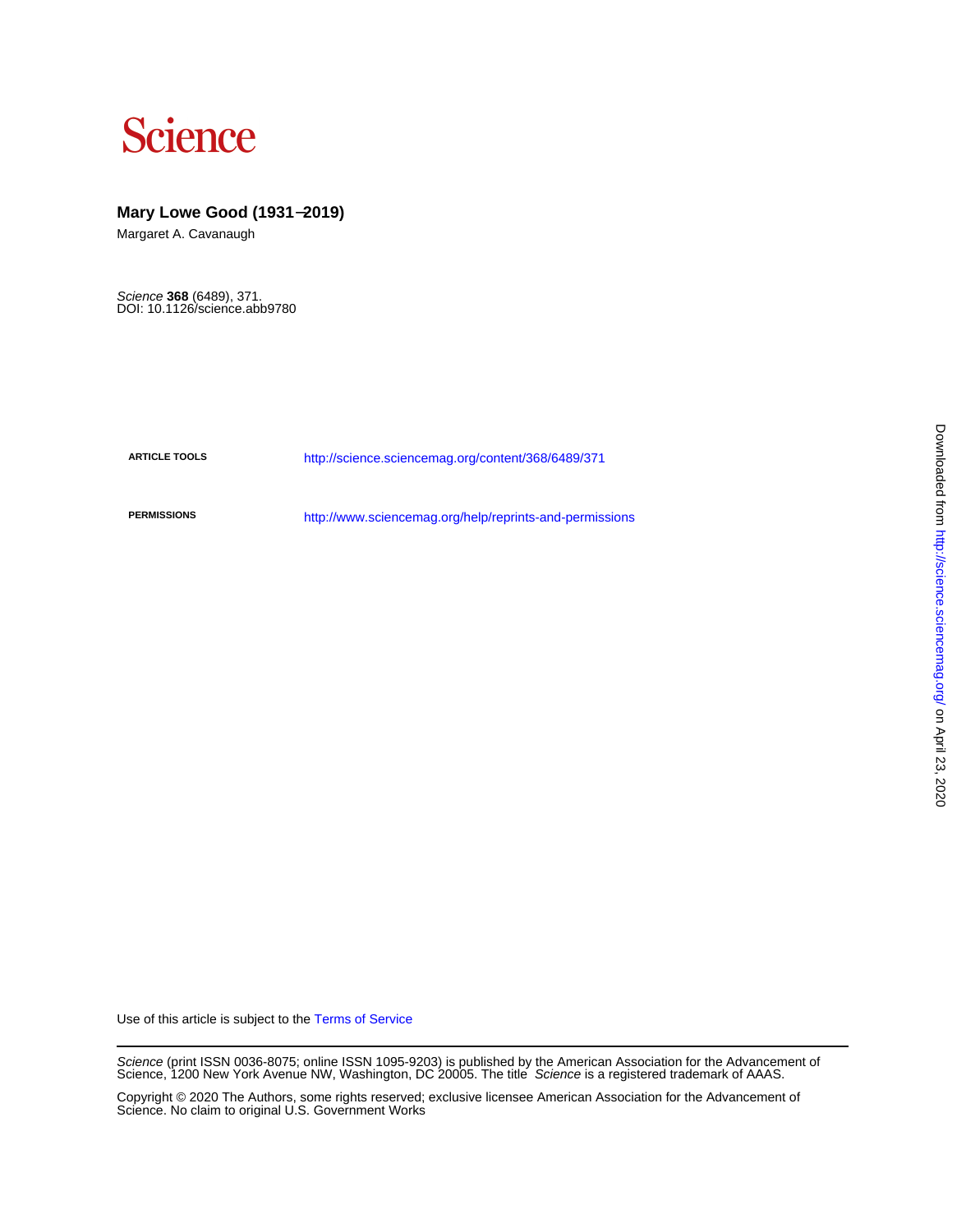Science

## Mary Lowe Good (1931–2019)

Margaret A. Cavanaugh

*Science* **368** (6489), 371.
DOI: 10.1126/science.abb9780

**ARTICLE TOOLS** http://science.sciencemag.org/content/368/6489/371

**PERMISSIONS** http://www.sciencemag.org/help/reprints-and-permissions

Use of this article is subject to the Terms of Service

*Science* (print ISSN 0036-8075; online ISSN 1095-9203) is published by the American Association for the Advancement of Science, 1200 New York Avenue NW, Washington, DC 20005. The title *Science* is a registered trademark of AAAS.

Copyright © 2020 The Authors, some rights reserved; exclusive licensee American Association for the Advancement of Science. No claim to original U.S. Government Works

Downloaded from http://science.sciencemag.org/ on April 23, 2020